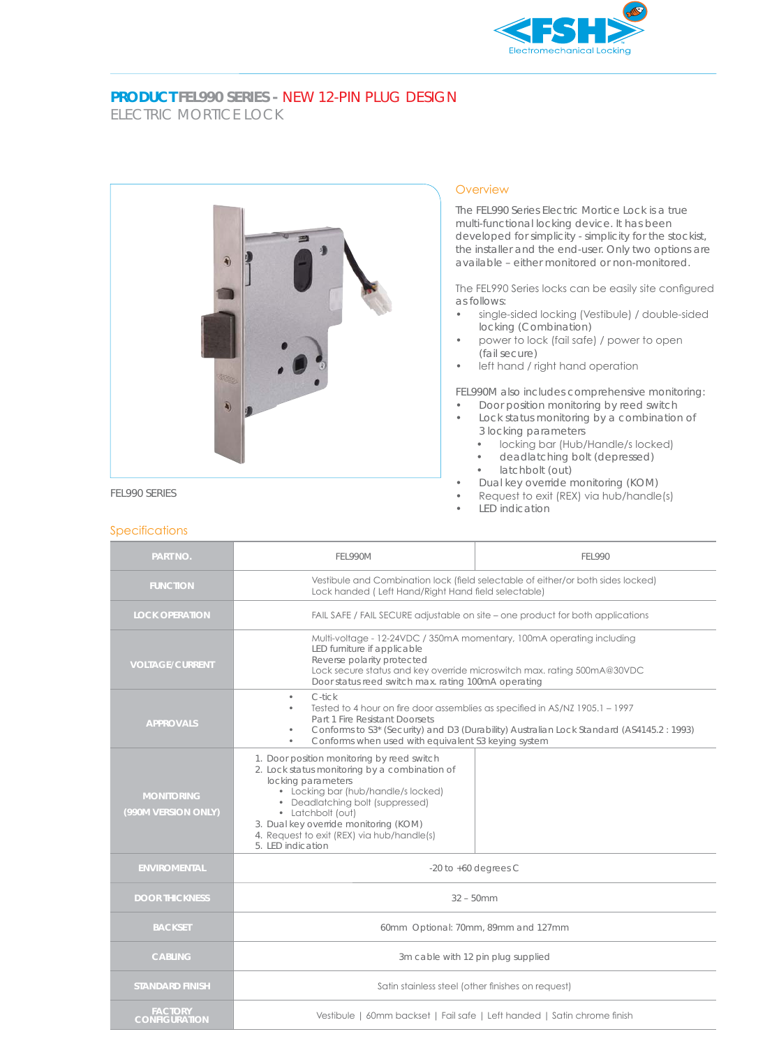FSH Electromechanical Locking

# PRODUCT FEL990 SERIES - NEW 12-PIN PLUG DESIGN

## ELECTRIC MORTICE LOCK

FEL990 SERIES

## Overview

The FEL990 Series Electric Mortice Lock is a true multi-functional locking device. It has been developed for simplicity - simplicity for the stockist, the installer and the end-user. Only two options are available – either monitored or non-monitored.

The FEL990 Series locks can be easily site configured as follows:

- single-sided locking (Vestibule) / double-sided locking (Combination)
- power to lock (fail safe) / power to open (fail secure)
- left hand / right hand operation

FEL990M also includes comprehensive monitoring:

- Door position monitoring by reed switch
- Lock status monitoring by a combination of 3 locking parameters
  - locking bar (Hub/Handle/s locked)
  - deadlatching bolt (depressed)
  - latchbolt (out)
- Dual key override monitoring (KOM)
- Request to exit (REX) via hub/handle(s)
- LED indication

## Specifications

| PART NO. | FEL990M | FEL990 |
|---|---|---|
| FUNCTION | Vestibule and Combination lock (field selectable of either/or both sides locked)<br>Lock handed ( Left Hand/Right Hand field selectable) | |
| LOCK OPERATION | FAIL SAFE / FAIL SECURE adjustable on site – one product for both applications | |
| VOLTAGE/CURRENT | Multi-voltage - 12-24VDC / 350mA momentary, 100mA operating including LED furniture if applicable<br>Reverse polarity protected<br>Lock secure status and key override microswitch max. rating 500mA@30VDC<br>Door status reed switch max. rating 100mA operating | |
| APPROVALS | • C-tick<br>• Tested to 4 hour on fire door assemblies as specified in AS/NZ 1905.1 – 1997 Part 1 Fire Resistant Doorsets<br>• Conforms to S3* (Security) and D3 (Durability) Australian Lock Standard (AS4145.2 : 1993)<br>• Conforms when used with equivalent S3 keying system | |
| MONITORING (990M VERSION ONLY) | 1. Door position monitoring by reed switch<br>2. Lock status monitoring by a combination of locking parameters<br>• Locking bar (hub/handle/s locked)<br>• Deadlatching bolt (suppressed)<br>• Latchbolt (out)<br>3. Dual key override monitoring (KOM)<br>4. Request to exit (REX) via hub/handle(s)<br>5. LED indication | |
| ENVIROMENTAL | -20 to +60 degrees C | |
| DOOR THICKNESS | 32 – 50mm | |
| BACKSET | 60mm Optional: 70mm, 89mm and 127mm | |
| CABLING | 3m cable with 12 pin plug supplied | |
| STANDARD FINISH | Satin stainless steel (other finishes on request) | |
| FACTORY CONFIGURATION | Vestibule \| 60mm backset \| Fail safe \| Left handed \| Satin chrome finish | |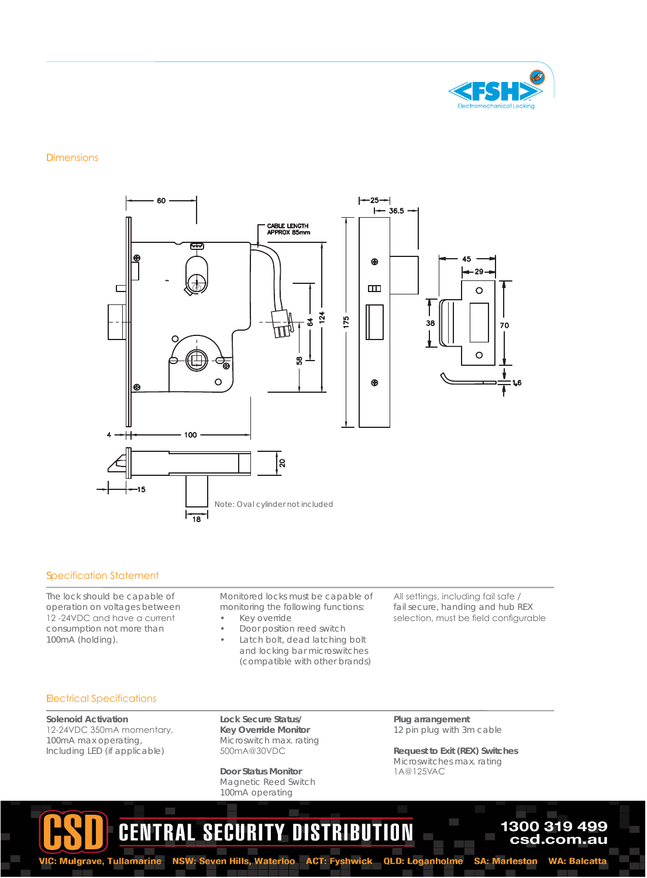## Dimensions

60

CABLE LENGTH
APPROX 85mm

25
36.5

45
29

38
70
1.6

64
124
175
58

4
100

20

15

18

Note: Oval cylinder not included

## Specification Statement

The lock should be capable of operation on voltages between 12 -24VDC and have a current consumption not more than 100mA (holding).

Monitored locks must be capable of monitoring the following functions:

- Key override
- Door position reed switch
- Latch bolt, dead latching bolt and locking bar microswitches (compatible with other brands)

All settings, including fail safe / fail secure, handing and hub REX selection, must be field configurable

## Electrical Specifications

**Solenoid Activation**
12-24VDC 350mA momentary,
100mA max operating,
Including LED (if applicable)

**Lock Secure Status/ Key Override Monitor**
Microswitch max. rating
500mA@30VDC

**Door Status Monitor**
Magnetic Reed Switch
100mA operating

**Plug arrangement**
12 pin plug with 3m cable

**Request to Exit (REX) Switches**
Microswitches max. rating
1A@125VAC